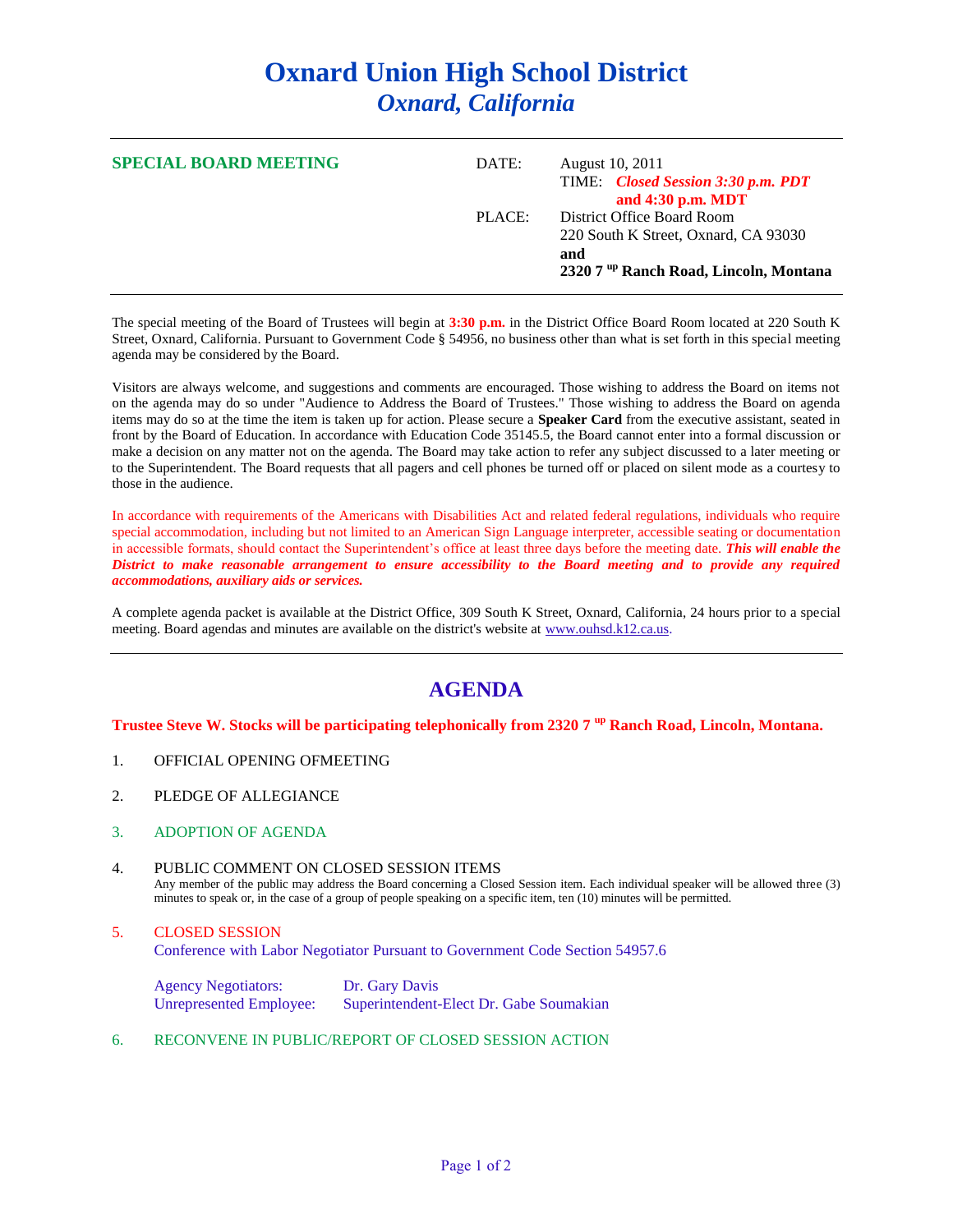# Oxnard Union High School District

## *Oxnard, California*

---

**SPECIAL BOARD MEETING**

DATE: August 10, 2011

TIME: ***Closed Session 3:30 p.m. PDT and 4:30 p.m. MDT***

PLACE: District Office Board Room
220 South K Street, Oxnard, CA 93030
**and**
**2320 7 [up] Ranch Road, Lincoln, Montana**

---

The special meeting of the Board of Trustees will begin at **3:30 p.m.** in the District Office Board Room located at 220 South K Street, Oxnard, California. Pursuant to Government Code § 54956, no business other than what is set forth in this special meeting agenda may be considered by the Board.

Visitors are always welcome, and suggestions and comments are encouraged. Those wishing to address the Board on items not on the agenda may do so under "Audience to Address the Board of Trustees." Those wishing to address the Board on agenda items may do so at the time the item is taken up for action. Please secure a **Speaker Card** from the executive assistant, seated in front by the Board of Education. In accordance with Education Code 35145.5, the Board cannot enter into a formal discussion or make a decision on any matter not on the agenda. The Board may take action to refer any subject discussed to a later meeting or to the Superintendent. The Board requests that all pagers and cell phones be turned off or placed on silent mode as a courtesy to those in the audience.

In accordance with requirements of the Americans with Disabilities Act and related federal regulations, individuals who require special accommodation, including but not limited to an American Sign Language interpreter, accessible seating or documentation in accessible formats, should contact the Superintendent's office at least three days before the meeting date. ***This will enable the District to make reasonable arrangement to ensure accessibility to the Board meeting and to provide any required accommodations, auxiliary aids or services.***

A complete agenda packet is available at the District Office, 309 South K Street, Oxnard, California, 24 hours prior to a special meeting. Board agendas and minutes are available on the district's website at www.ouhsd.k12.ca.us.

---

## AGENDA

**Trustee Steve W. Stocks will be participating telephonically from 2320 7 [up] Ranch Road, Lincoln, Montana.**

1. OFFICIAL OPENING OFMEETING

2. PLEDGE OF ALLEGIANCE

3. ADOPTION OF AGENDA

4. PUBLIC COMMENT ON CLOSED SESSION ITEMS
   Any member of the public may address the Board concerning a Closed Session item. Each individual speaker will be allowed three (3) minutes to speak or, in the case of a group of people speaking on a specific item, ten (10) minutes will be permitted.

5. CLOSED SESSION
   Conference with Labor Negotiator Pursuant to Government Code Section 54957.6

   Agency Negotiators: Dr. Gary Davis
   Unrepresented Employee: Superintendent-Elect Dr. Gabe Soumakian

6. RECONVENE IN PUBLIC/REPORT OF CLOSED SESSION ACTION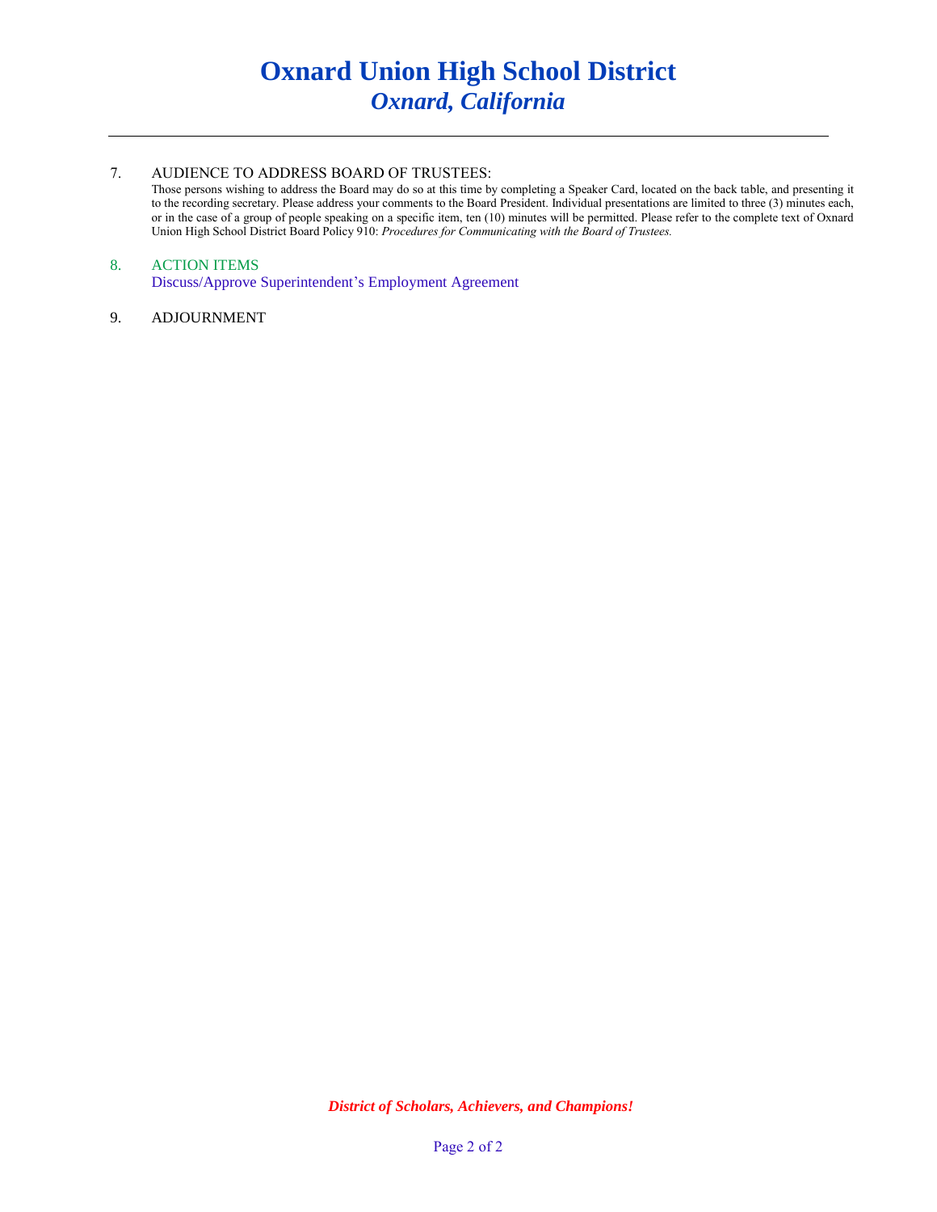7. AUDIENCE TO ADDRESS BOARD OF TRUSTEES:
   Those persons wishing to address the Board may do so at this time by completing a Speaker Card, located on the back table, and presenting it to the recording secretary. Please address your comments to the Board President. Individual presentations are limited to three (3) minutes each, or in the case of a group of people speaking on a specific item, ten (10) minutes will be permitted. Please refer to the complete text of Oxnard Union High School District Board Policy 910: *Procedures for Communicating with the Board of Trustees.*

8. ACTION ITEMS
   Discuss/Approve Superintendent's Employment Agreement

9. ADJOURNMENT